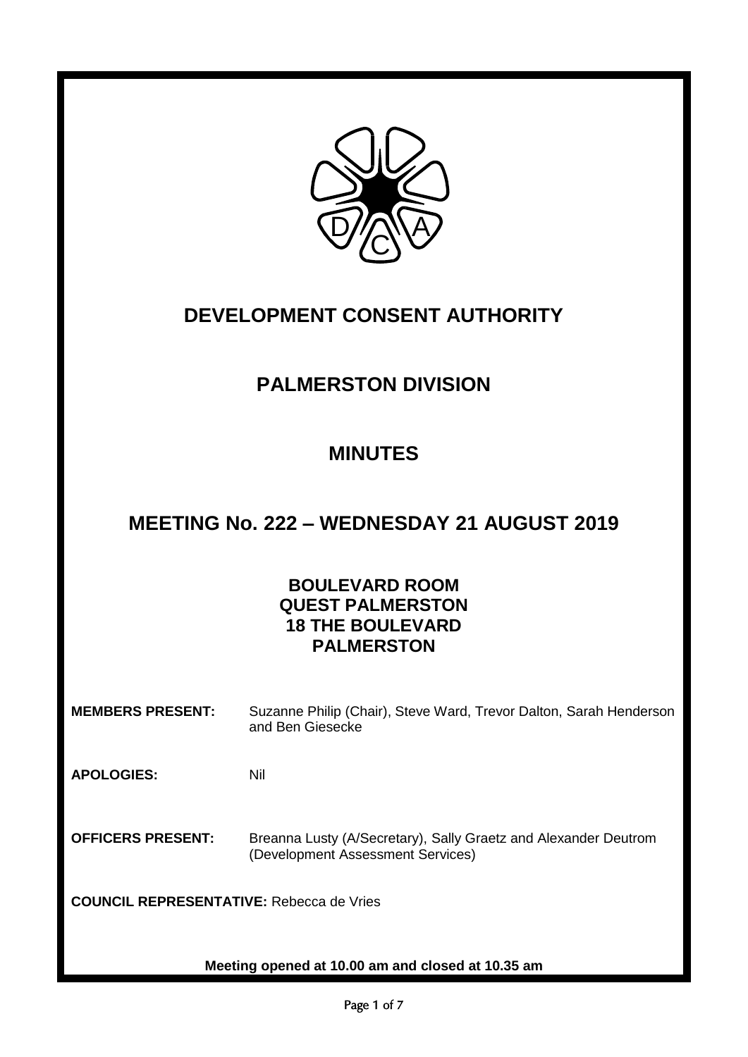# DEVELOPMENT CONSENT AUTHORITY

## PALMERSTON DIVISION

## MINUTES

## MEETING No. 222 – WEDNESDAY 21 AUGUST 2019

**BOULEVARD ROOM**
**QUEST PALMERSTON**
**18 THE BOULEVARD**
**PALMERSTON**

**MEMBERS PRESENT:** Suzanne Philip (Chair), Steve Ward, Trevor Dalton, Sarah Henderson and Ben Giesecke

**APOLOGIES:** Nil

**OFFICERS PRESENT:** Breanna Lusty (A/Secretary), Sally Graetz and Alexander Deutrom (Development Assessment Services)

**COUNCIL REPRESENTATIVE:** Rebecca de Vries

**Meeting opened at 10.00 am and closed at 10.35 am**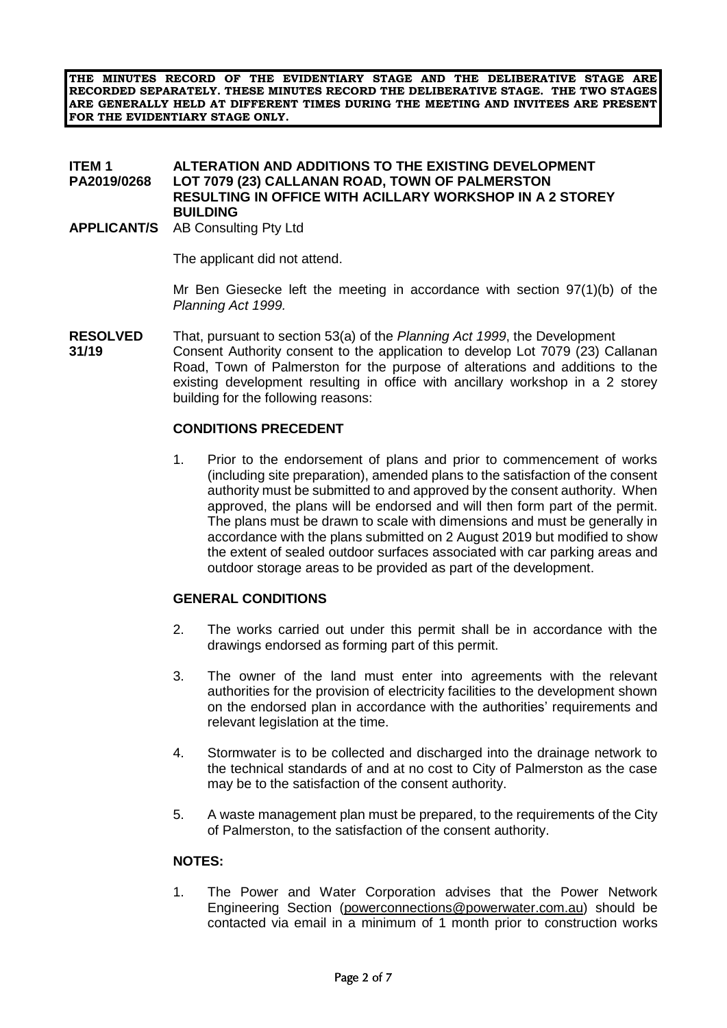**THE MINUTES RECORD OF THE EVIDENTIARY STAGE AND THE DELIBERATIVE STAGE ARE RECORDED SEPARATELY. THESE MINUTES RECORD THE DELIBERATIVE STAGE. THE TWO STAGES ARE GENERALLY HELD AT DIFFERENT TIMES DURING THE MEETING AND INVITEES ARE PRESENT FOR THE EVIDENTIARY STAGE ONLY.**

**ITEM 1 PA2019/0268** **ALTERATION AND ADDITIONS TO THE EXISTING DEVELOPMENT LOT 7079 (23) CALLANAN ROAD, TOWN OF PALMERSTON RESULTING IN OFFICE WITH ACILLARY WORKSHOP IN A 2 STOREY BUILDING**

**APPLICANT/S** AB Consulting Pty Ltd

The applicant did not attend.

Mr Ben Giesecke left the meeting in accordance with section 97(1)(b) of the *Planning Act 1999.*

**RESOLVED 31/19** That, pursuant to section 53(a) of the *Planning Act 1999*, the Development Consent Authority consent to the application to develop Lot 7079 (23) Callanan Road, Town of Palmerston for the purpose of alterations and additions to the existing development resulting in office with ancillary workshop in a 2 storey building for the following reasons:

**CONDITIONS PRECEDENT**

1. Prior to the endorsement of plans and prior to commencement of works (including site preparation), amended plans to the satisfaction of the consent authority must be submitted to and approved by the consent authority. When approved, the plans will be endorsed and will then form part of the permit. The plans must be drawn to scale with dimensions and must be generally in accordance with the plans submitted on 2 August 2019 but modified to show the extent of sealed outdoor surfaces associated with car parking areas and outdoor storage areas to be provided as part of the development.

**GENERAL CONDITIONS**

2. The works carried out under this permit shall be in accordance with the drawings endorsed as forming part of this permit.

3. The owner of the land must enter into agreements with the relevant authorities for the provision of electricity facilities to the development shown on the endorsed plan in accordance with the authorities' requirements and relevant legislation at the time.

4. Stormwater is to be collected and discharged into the drainage network to the technical standards of and at no cost to City of Palmerston as the case may be to the satisfaction of the consent authority.

5. A waste management plan must be prepared, to the requirements of the City of Palmerston, to the satisfaction of the consent authority.

**NOTES:**

1. The Power and Water Corporation advises that the Power Network Engineering Section (powerconnections@powerwater.com.au) should be contacted via email in a minimum of 1 month prior to construction works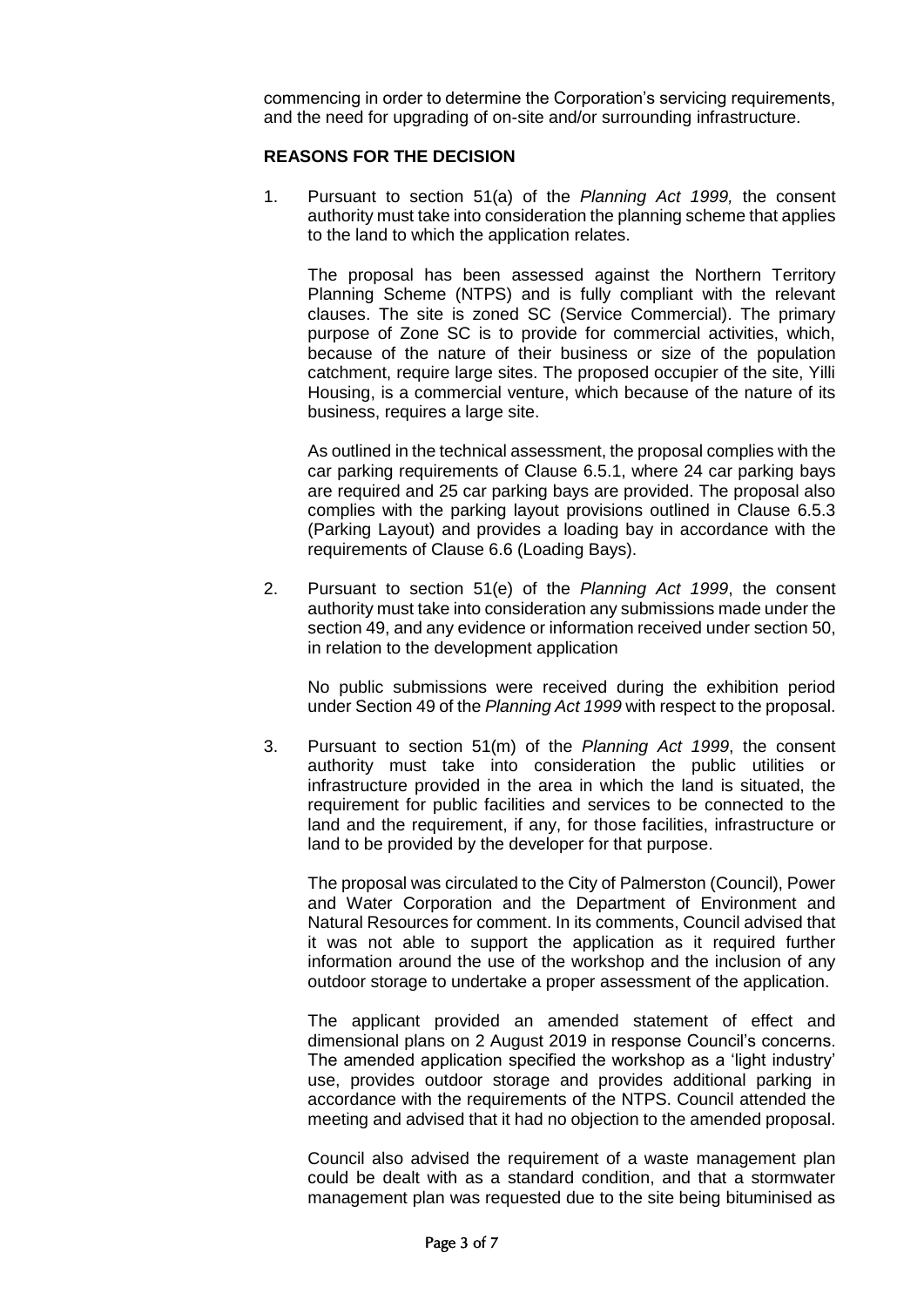commencing in order to determine the Corporation's servicing requirements, and the need for upgrading of on-site and/or surrounding infrastructure.

**REASONS FOR THE DECISION**

1. Pursuant to section 51(a) of the *Planning Act 1999,* the consent authority must take into consideration the planning scheme that applies to the land to which the application relates.

   The proposal has been assessed against the Northern Territory Planning Scheme (NTPS) and is fully compliant with the relevant clauses. The site is zoned SC (Service Commercial). The primary purpose of Zone SC is to provide for commercial activities, which, because of the nature of their business or size of the population catchment, require large sites. The proposed occupier of the site, Yilli Housing, is a commercial venture, which because of the nature of its business, requires a large site.

   As outlined in the technical assessment, the proposal complies with the car parking requirements of Clause 6.5.1, where 24 car parking bays are required and 25 car parking bays are provided. The proposal also complies with the parking layout provisions outlined in Clause 6.5.3 (Parking Layout) and provides a loading bay in accordance with the requirements of Clause 6.6 (Loading Bays).

2. Pursuant to section 51(e) of the *Planning Act 1999*, the consent authority must take into consideration any submissions made under the section 49, and any evidence or information received under section 50, in relation to the development application

   No public submissions were received during the exhibition period under Section 49 of the *Planning Act 1999* with respect to the proposal.

3. Pursuant to section 51(m) of the *Planning Act 1999*, the consent authority must take into consideration the public utilities or infrastructure provided in the area in which the land is situated, the requirement for public facilities and services to be connected to the land and the requirement, if any, for those facilities, infrastructure or land to be provided by the developer for that purpose.

   The proposal was circulated to the City of Palmerston (Council), Power and Water Corporation and the Department of Environment and Natural Resources for comment. In its comments, Council advised that it was not able to support the application as it required further information around the use of the workshop and the inclusion of any outdoor storage to undertake a proper assessment of the application.

   The applicant provided an amended statement of effect and dimensional plans on 2 August 2019 in response Council's concerns. The amended application specified the workshop as a 'light industry' use, provides outdoor storage and provides additional parking in accordance with the requirements of the NTPS. Council attended the meeting and advised that it had no objection to the amended proposal.

   Council also advised the requirement of a waste management plan could be dealt with as a standard condition, and that a stormwater management plan was requested due to the site being bituminised as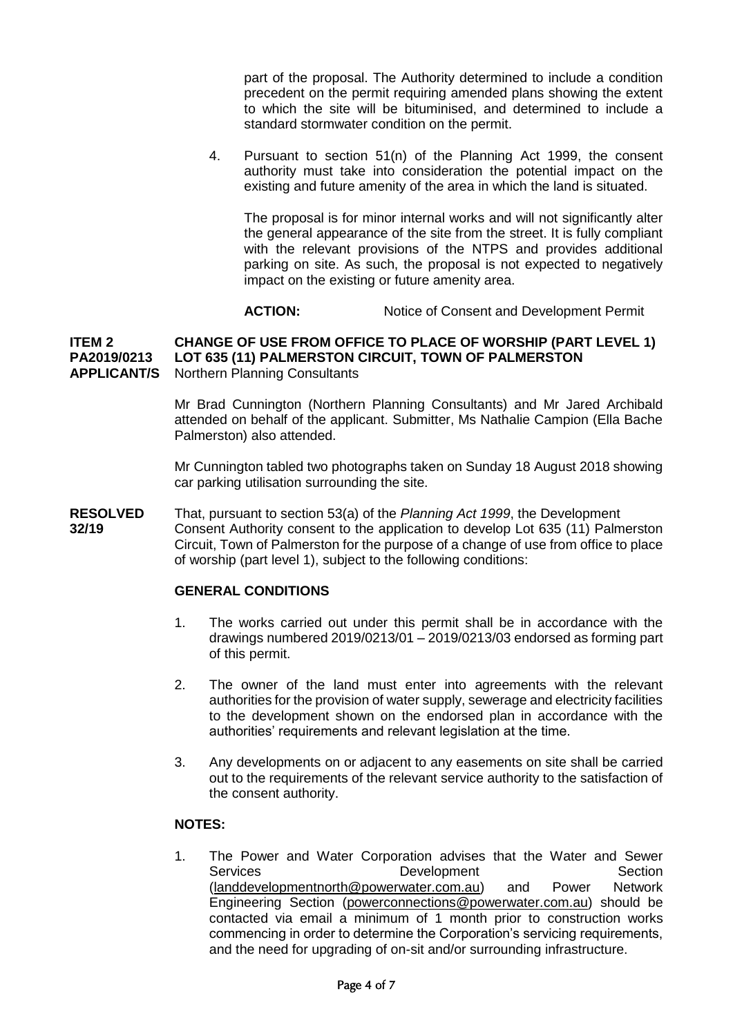part of the proposal. The Authority determined to include a condition precedent on the permit requiring amended plans showing the extent to which the site will be bituminised, and determined to include a standard stormwater condition on the permit.

4. Pursuant to section 51(n) of the Planning Act 1999, the consent authority must take into consideration the potential impact on the existing and future amenity of the area in which the land is situated.

   The proposal is for minor internal works and will not significantly alter the general appearance of the site from the street. It is fully compliant with the relevant provisions of the NTPS and provides additional parking on site. As such, the proposal is not expected to negatively impact on the existing or future amenity area.

**ACTION:** Notice of Consent and Development Permit

**ITEM 2** **CHANGE OF USE FROM OFFICE TO PLACE OF WORSHIP (PART LEVEL 1)**
**PA2019/0213** **LOT 635 (11) PALMERSTON CIRCUIT, TOWN OF PALMERSTON**
**APPLICANT/S** Northern Planning Consultants

Mr Brad Cunnington (Northern Planning Consultants) and Mr Jared Archibald attended on behalf of the applicant. Submitter, Ms Nathalie Campion (Ella Bache Palmerston) also attended.

Mr Cunnington tabled two photographs taken on Sunday 18 August 2018 showing car parking utilisation surrounding the site.

**RESOLVED 32/19** That, pursuant to section 53(a) of the *Planning Act 1999*, the Development Consent Authority consent to the application to develop Lot 635 (11) Palmerston Circuit, Town of Palmerston for the purpose of a change of use from office to place of worship (part level 1), subject to the following conditions:

**GENERAL CONDITIONS**

1. The works carried out under this permit shall be in accordance with the drawings numbered 2019/0213/01 – 2019/0213/03 endorsed as forming part of this permit.

2. The owner of the land must enter into agreements with the relevant authorities for the provision of water supply, sewerage and electricity facilities to the development shown on the endorsed plan in accordance with the authorities' requirements and relevant legislation at the time.

3. Any developments on or adjacent to any easements on site shall be carried out to the requirements of the relevant service authority to the satisfaction of the consent authority.

**NOTES:**

1. The Power and Water Corporation advises that the Water and Sewer Services Development Section (landdevelopmentnorth@powerwater.com.au) and Power Network Engineering Section (powerconnections@powerwater.com.au) should be contacted via email a minimum of 1 month prior to construction works commencing in order to determine the Corporation's servicing requirements, and the need for upgrading of on-sit and/or surrounding infrastructure.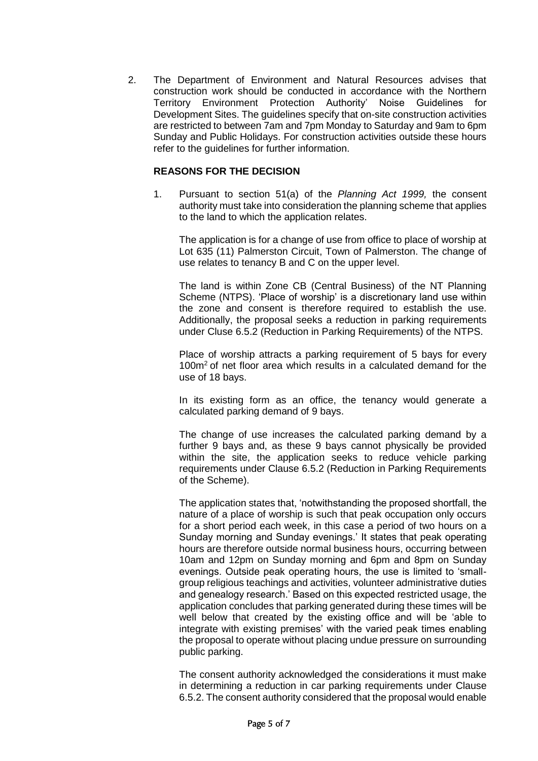2. The Department of Environment and Natural Resources advises that construction work should be conducted in accordance with the Northern Territory Environment Protection Authority' Noise Guidelines for Development Sites. The guidelines specify that on-site construction activities are restricted to between 7am and 7pm Monday to Saturday and 9am to 6pm Sunday and Public Holidays. For construction activities outside these hours refer to the guidelines for further information.

**REASONS FOR THE DECISION**

1. Pursuant to section 51(a) of the *Planning Act 1999,* the consent authority must take into consideration the planning scheme that applies to the land to which the application relates.

   The application is for a change of use from office to place of worship at Lot 635 (11) Palmerston Circuit, Town of Palmerston. The change of use relates to tenancy B and C on the upper level.

   The land is within Zone CB (Central Business) of the NT Planning Scheme (NTPS). 'Place of worship' is a discretionary land use within the zone and consent is therefore required to establish the use. Additionally, the proposal seeks a reduction in parking requirements under Cluse 6.5.2 (Reduction in Parking Requirements) of the NTPS.

   Place of worship attracts a parking requirement of 5 bays for every $100m^2$ of net floor area which results in a calculated demand for the use of 18 bays.

   In its existing form as an office, the tenancy would generate a calculated parking demand of 9 bays.

   The change of use increases the calculated parking demand by a further 9 bays and, as these 9 bays cannot physically be provided within the site, the application seeks to reduce vehicle parking requirements under Clause 6.5.2 (Reduction in Parking Requirements of the Scheme).

   The application states that, 'notwithstanding the proposed shortfall, the nature of a place of worship is such that peak occupation only occurs for a short period each week, in this case a period of two hours on a Sunday morning and Sunday evenings.' It states that peak operating hours are therefore outside normal business hours, occurring between 10am and 12pm on Sunday morning and 6pm and 8pm on Sunday evenings. Outside peak operating hours, the use is limited to 'small-group religious teachings and activities, volunteer administrative duties and genealogy research.' Based on this expected restricted usage, the application concludes that parking generated during these times will be well below that created by the existing office and will be 'able to integrate with existing premises' with the varied peak times enabling the proposal to operate without placing undue pressure on surrounding public parking.

   The consent authority acknowledged the considerations it must make in determining a reduction in car parking requirements under Clause 6.5.2. The consent authority considered that the proposal would enable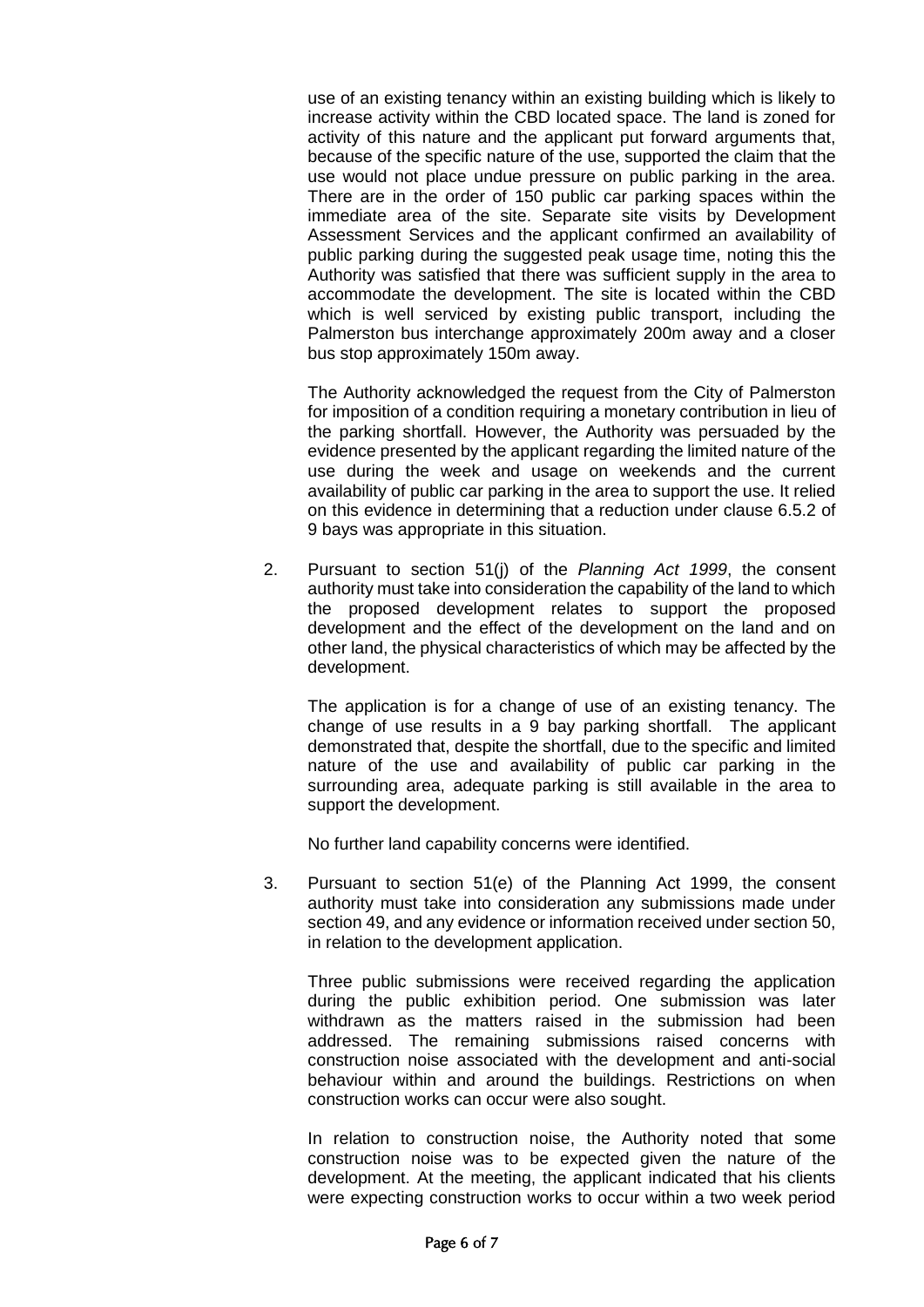use of an existing tenancy within an existing building which is likely to increase activity within the CBD located space. The land is zoned for activity of this nature and the applicant put forward arguments that, because of the specific nature of the use, supported the claim that the use would not place undue pressure on public parking in the area. There are in the order of 150 public car parking spaces within the immediate area of the site. Separate site visits by Development Assessment Services and the applicant confirmed an availability of public parking during the suggested peak usage time, noting this the Authority was satisfied that there was sufficient supply in the area to accommodate the development. The site is located within the CBD which is well serviced by existing public transport, including the Palmerston bus interchange approximately 200m away and a closer bus stop approximately 150m away.

The Authority acknowledged the request from the City of Palmerston for imposition of a condition requiring a monetary contribution in lieu of the parking shortfall. However, the Authority was persuaded by the evidence presented by the applicant regarding the limited nature of the use during the week and usage on weekends and the current availability of public car parking in the area to support the use. It relied on this evidence in determining that a reduction under clause 6.5.2 of 9 bays was appropriate in this situation.

2. Pursuant to section 51(j) of the *Planning Act 1999*, the consent authority must take into consideration the capability of the land to which the proposed development relates to support the proposed development and the effect of the development on the land and on other land, the physical characteristics of which may be affected by the development.

   The application is for a change of use of an existing tenancy. The change of use results in a 9 bay parking shortfall. The applicant demonstrated that, despite the shortfall, due to the specific and limited nature of the use and availability of public car parking in the surrounding area, adequate parking is still available in the area to support the development.

   No further land capability concerns were identified.

3. Pursuant to section 51(e) of the Planning Act 1999, the consent authority must take into consideration any submissions made under section 49, and any evidence or information received under section 50, in relation to the development application.

   Three public submissions were received regarding the application during the public exhibition period. One submission was later withdrawn as the matters raised in the submission had been addressed. The remaining submissions raised concerns with construction noise associated with the development and anti-social behaviour within and around the buildings. Restrictions on when construction works can occur were also sought.

   In relation to construction noise, the Authority noted that some construction noise was to be expected given the nature of the development. At the meeting, the applicant indicated that his clients were expecting construction works to occur within a two week period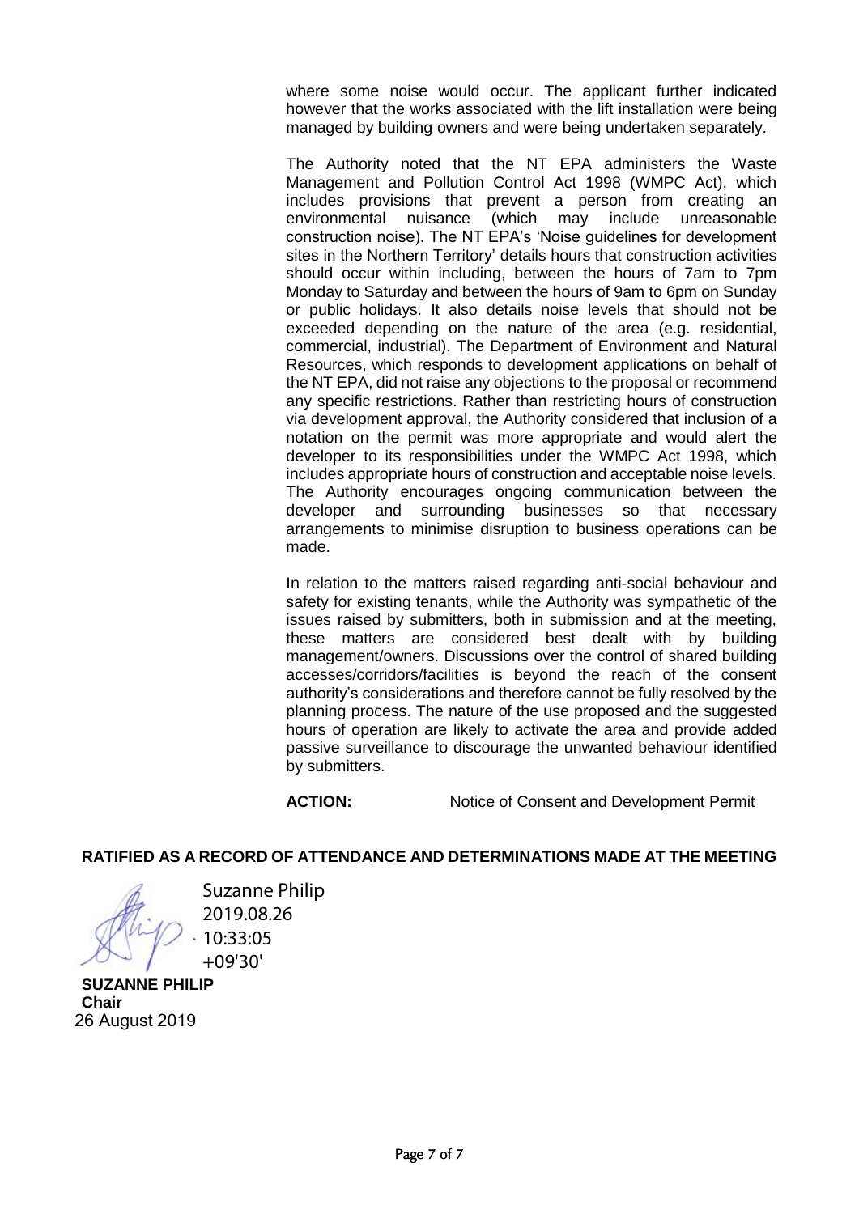where some noise would occur. The applicant further indicated however that the works associated with the lift installation were being managed by building owners and were being undertaken separately.

The Authority noted that the NT EPA administers the Waste Management and Pollution Control Act 1998 (WMPC Act), which includes provisions that prevent a person from creating an environmental nuisance (which may include unreasonable construction noise). The NT EPA's 'Noise guidelines for development sites in the Northern Territory' details hours that construction activities should occur within including, between the hours of 7am to 7pm Monday to Saturday and between the hours of 9am to 6pm on Sunday or public holidays. It also details noise levels that should not be exceeded depending on the nature of the area (e.g. residential, commercial, industrial). The Department of Environment and Natural Resources, which responds to development applications on behalf of the NT EPA, did not raise any objections to the proposal or recommend any specific restrictions. Rather than restricting hours of construction via development approval, the Authority considered that inclusion of a notation on the permit was more appropriate and would alert the developer to its responsibilities under the WMPC Act 1998, which includes appropriate hours of construction and acceptable noise levels. The Authority encourages ongoing communication between the developer and surrounding businesses so that necessary arrangements to minimise disruption to business operations can be made.

In relation to the matters raised regarding anti-social behaviour and safety for existing tenants, while the Authority was sympathetic of the issues raised by submitters, both in submission and at the meeting, these matters are considered best dealt with by building management/owners. Discussions over the control of shared building accesses/corridors/facilities is beyond the reach of the consent authority's considerations and therefore cannot be fully resolved by the planning process. The nature of the use proposed and the suggested hours of operation are likely to activate the area and provide added passive surveillance to discourage the unwanted behaviour identified by submitters.

**ACTION:** Notice of Consent and Development Permit

**RATIFIED AS A RECORD OF ATTENDANCE AND DETERMINATIONS MADE AT THE MEETING**

Suzanne Philip
2019.08.26
10:33:05
+09'30'

**SUZANNE PHILIP**
**Chair**
26 August 2019